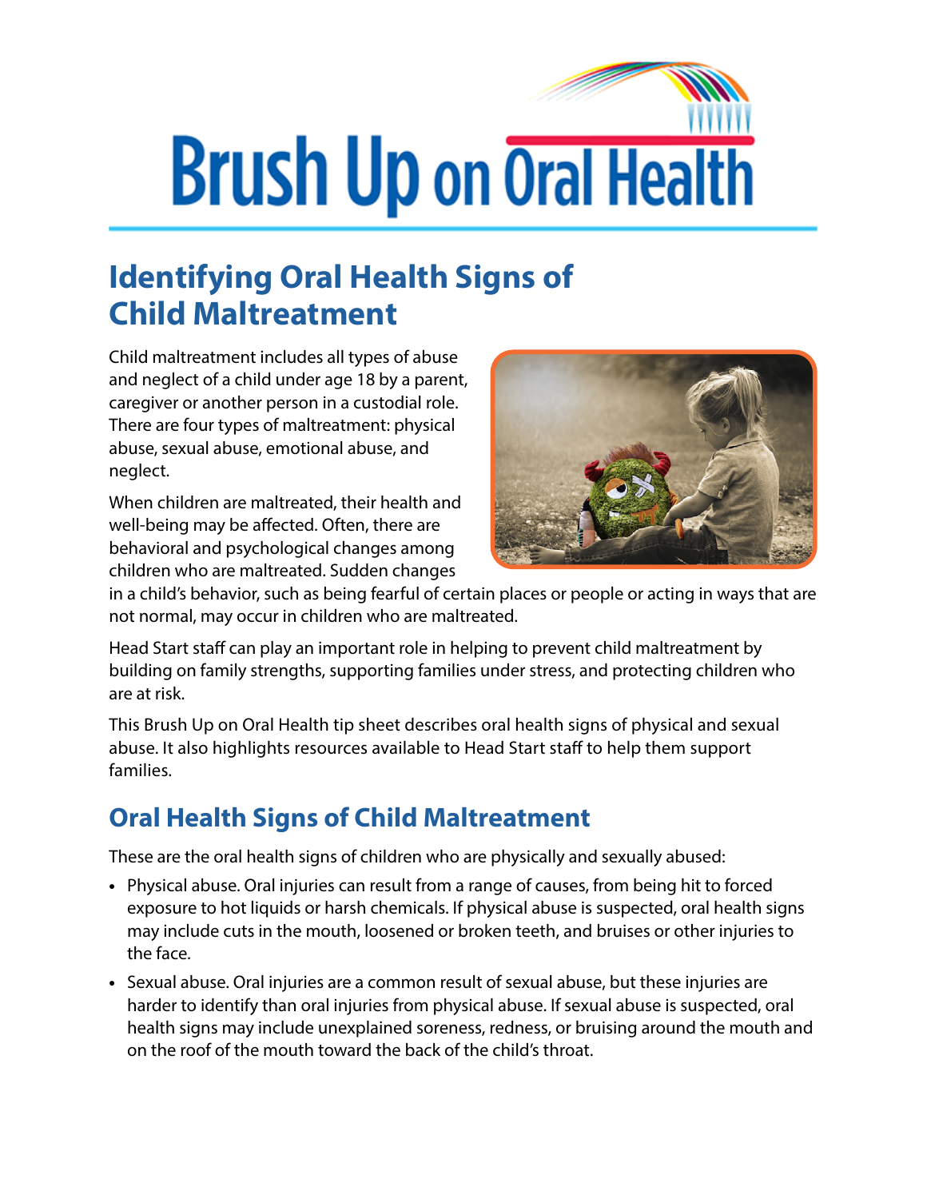# Brush Up on Oral Health

## Identifying Oral Health Signs of Child Maltreatment

Child maltreatment includes all types of abuse and neglect of a child under age 18 by a parent, caregiver or another person in a custodial role. There are four types of maltreatment: physical abuse, sexual abuse, emotional abuse, and neglect.

When children are maltreated, their health and well-being may be affected. Often, there are behavioral and psychological changes among children who are maltreated. Sudden changes in a child's behavior, such as being fearful of certain places or people or acting in ways that are not normal, may occur in children who are maltreated.

Head Start staff can play an important role in helping to prevent child maltreatment by building on family strengths, supporting families under stress, and protecting children who are at risk.

This Brush Up on Oral Health tip sheet describes oral health signs of physical and sexual abuse. It also highlights resources available to Head Start staff to help them support families.

## Oral Health Signs of Child Maltreatment

These are the oral health signs of children who are physically and sexually abused:

- Physical abuse. Oral injuries can result from a range of causes, from being hit to forced exposure to hot liquids or harsh chemicals. If physical abuse is suspected, oral health signs may include cuts in the mouth, loosened or broken teeth, and bruises or other injuries to the face.
- Sexual abuse. Oral injuries are a common result of sexual abuse, but these injuries are harder to identify than oral injuries from physical abuse. If sexual abuse is suspected, oral health signs may include unexplained soreness, redness, or bruising around the mouth and on the roof of the mouth toward the back of the child's throat.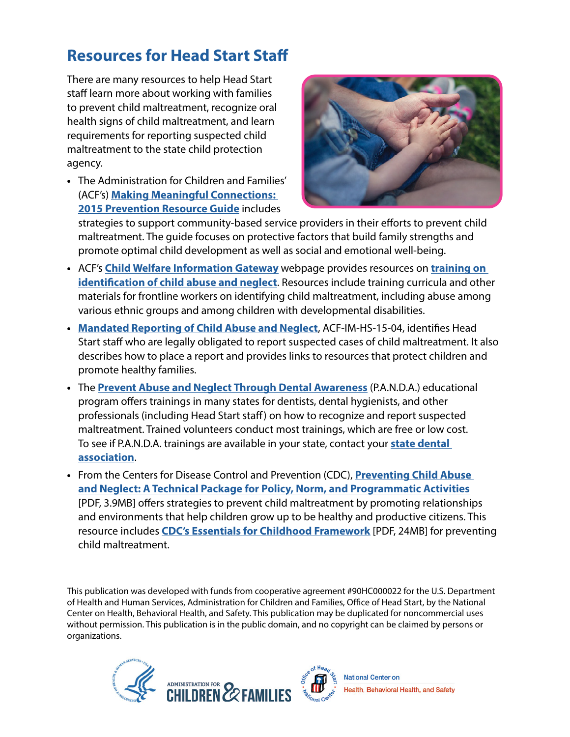## Resources for Head Start Staff

There are many resources to help Head Start staff learn more about working with families to prevent child maltreatment, recognize oral health signs of child maltreatment, and learn requirements for reporting suspected child maltreatment to the state child protection agency.

- The Administration for Children and Families' (ACF's) **Making Meaningful Connections: 2015 Prevention Resource Guide** includes strategies to support community-based service providers in their efforts to prevent child maltreatment. The guide focuses on protective factors that build family strengths and promote optimal child development as well as social and emotional well-being.
- ACF's **Child Welfare Information Gateway** webpage provides resources on **training on identification of child abuse and neglect**. Resources include training curricula and other materials for frontline workers on identifying child maltreatment, including abuse among various ethnic groups and among children with developmental disabilities.
- **Mandated Reporting of Child Abuse and Neglect**, ACF-IM-HS-15-04, identifies Head Start staff who are legally obligated to report suspected cases of child maltreatment. It also describes how to place a report and provides links to resources that protect children and promote healthy families.
- The **Prevent Abuse and Neglect Through Dental Awareness** (P.A.N.D.A.) educational program offers trainings in many states for dentists, dental hygienists, and other professionals (including Head Start staff) on how to recognize and report suspected maltreatment. Trained volunteers conduct most trainings, which are free or low cost. To see if P.A.N.D.A. trainings are available in your state, contact your **state dental association**.
- From the Centers for Disease Control and Prevention (CDC), **Preventing Child Abuse and Neglect: A Technical Package for Policy, Norm, and Programmatic Activities** [PDF, 3.9MB] offers strategies to prevent child maltreatment by promoting relationships and environments that help children grow up to be healthy and productive citizens. This resource includes **CDC's Essentials for Childhood Framework** [PDF, 24MB] for preventing child maltreatment.

This publication was developed with funds from cooperative agreement #90HC000022 for the U.S. Department of Health and Human Services, Administration for Children and Families, Office of Head Start, by the National Center on Health, Behavioral Health, and Safety. This publication may be duplicated for noncommercial uses without permission. This publication is in the public domain, and no copyright can be claimed by persons or organizations.

ADMINISTRATION FOR CHILDREN & FAMILIES

National Center on Health, Behavioral Health, and Safety